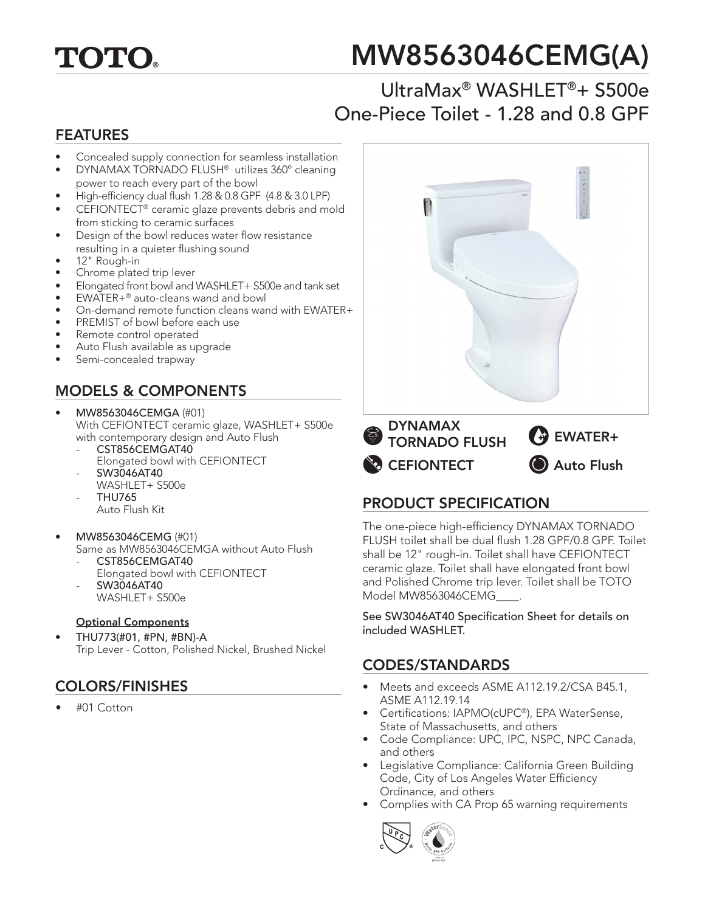# TOTO®

# MW8563046CEMG(A)

## UltraMax® WASHLET®+ S500e One-Piece Toilet - 1.28 and 0.8 GPF

## FEATURES

- Concealed supply connection for seamless installation
- DYNAMAX TORNADO FLUSH® utilizes 360° cleaning power to reach every part of the bowl
- High-efficiency dual flush 1.28 & 0.8 GPF (4.8 & 3.0 LPF)
- CEFIONTECT® ceramic glaze prevents debris and mold from sticking to ceramic surfaces
- Design of the bowl reduces water flow resistance resulting in a quieter flushing sound
- 12" Rough-in
- Chrome plated trip lever
- Elongated front bowl and WASHLET+ S500e and tank set
- EWATER+® auto-cleans wand and bowl
- On-demand remote function cleans wand with EWATER+
- PREMIST of bowl before each use
- Remote control operated
- Auto Flush available as upgrade
- Semi-concealed trapway

## MODELS & COMPONENTS

- **MW8563046CEMGA** (#01)
  With CEFIONTECT ceramic glaze, WASHLET+ S500e with contemporary design and Auto Flush
  - **CST856CEMGAT40**
    Elongated bowl with CEFIONTECT
  - **SW3046AT40**
    WASHLET+ S500e
  - **THU765**
    Auto Flush Kit

- **MW8563046CEMG** (#01)
  Same as MW8563046CEMGA without Auto Flush
  - **CST856CEMGAT40**
    Elongated bowl with CEFIONTECT
  - **SW3046AT40**
    WASHLET+ S500e

**Optional Components**

- THU773(#01, #PN, #BN)-A
  Trip Lever - Cotton, Polished Nickel, Brushed Nickel

## COLORS/FINISHES

- #01 Cotton

DYNAMAX TORNADO FLUSH

EWATER+

CEFIONTECT

Auto Flush

## PRODUCT SPECIFICATION

The one-piece high-efficiency DYNAMAX TORNADO FLUSH toilet shall be dual flush 1.28 GPF/0.8 GPF. Toilet shall be 12" rough-in. Toilet shall have CEFIONTECT ceramic glaze. Toilet shall have elongated front bowl and Polished Chrome trip lever. Toilet shall be TOTO Model MW8563046CEMG____.

See SW3046AT40 Specification Sheet for details on included WASHLET.

## CODES/STANDARDS

- Meets and exceeds ASME A112.19.2/CSA B45.1, ASME A112.19.14
- Certifications: IAPMO(cUPC®), EPA WaterSense, State of Massachusetts, and others
- Code Compliance: UPC, IPC, NSPC, NPC Canada, and others
- Legislative Compliance: California Green Building Code, City of Los Angeles Water Efficiency Ordinance, and others
- Complies with CA Prop 65 warning requirements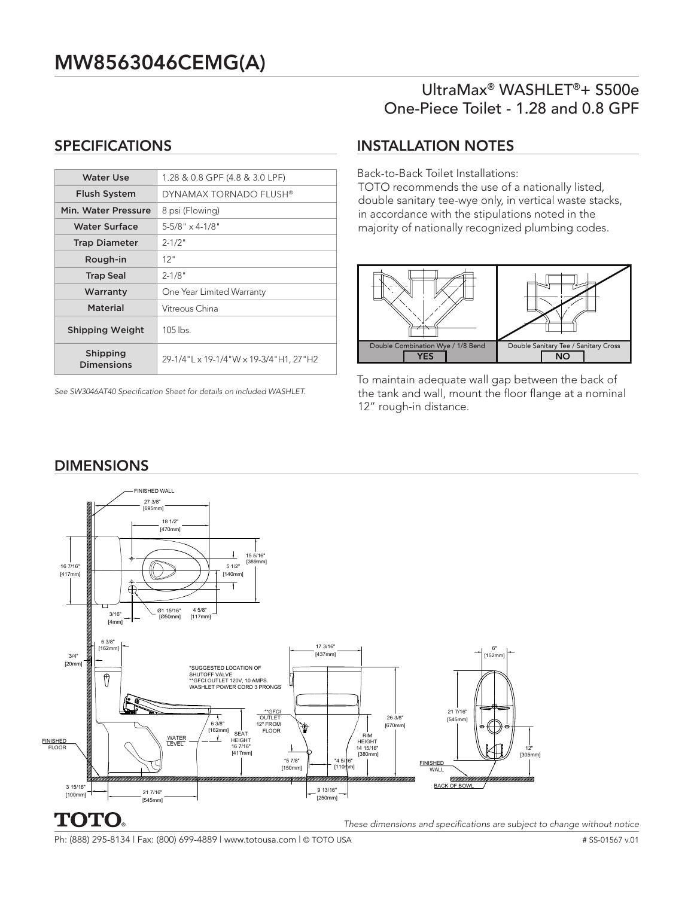# MW8563046CEMG(A)

UltraMax® WASHLET®+ S500e
One-Piece Toilet - 1.28 and 0.8 GPF

## SPECIFICATIONS

| | |
|---|---|
| Water Use | 1.28 & 0.8 GPF (4.8 & 3.0 LPF) |
| Flush System | DYNAMAX TORNADO FLUSH® |
| Min. Water Pressure | 8 psi (Flowing) |
| Water Surface | 5-5/8" x 4-1/8" |
| Trap Diameter | 2-1/2" |
| Rough-in | 12" |
| Trap Seal | 2-1/8" |
| Warranty | One Year Limited Warranty |
| Material | Vitreous China |
| Shipping Weight | 105 lbs. |
| Shipping Dimensions | 29-1/4"L x 19-1/4"W x 19-3/4"H1, 27"H2 |

*See SW3046AT40 Specification Sheet for details on included WASHLET.*

## INSTALLATION NOTES

Back-to-Back Toilet Installations:
TOTO recommends the use of a nationally listed, double sanitary tee-wye only, in vertical waste stacks, in accordance with the stipulations noted in the majority of nationally recognized plumbing codes.

Double Combination Wye / 1/8 Bend
YES

Double Sanitary Tee / Sanitary Cross
NO

To maintain adequate wall gap between the back of the tank and wall, mount the floor flange at a nominal 12" rough-in distance.

## DIMENSIONS

FINISHED WALL
27 3/8" [695mm]
18 1/2" [470mm]
15 5/16" [389mm]
16 7/16" [417mm]
5 1/2" [140mm]
3/16" [4mm]
Ø1 15/16" [Ø50mm]
4 5/8" [117mm]
6 3/8" [162mm]
3/4" [20mm]
*SUGGESTED LOCATION OF SHUTOFF VALVE
**GFCI OUTLET 120V, 10 AMPS. WASHLET POWER CORD 3 PRONGS
6 3/8" [162mm]
WATER LEVEL
SEAT HEIGHT 16 7/16" [417mm]
FINISHED FLOOR
3 15/16" [100mm]
21 7/16" [545mm]
17 3/16" [437mm]
**GFCI OUTLET 12" FROM FLOOR
26 3/8" [670mm]
RIM HEIGHT 14 15/16" [380mm]
*5 7/8" [150mm]
*4 5/16" [110mm]
9 13/16" [250mm]
6" [152mm]
21 7/16" [545mm]
12" [305mm]
FINISHED WALL
BACK OF BOWL

*These dimensions and specifications are subject to change without notice*

Ph: (888) 295-8134 | Fax: (800) 699-4889 | www.totousa.com | © TOTO USA

# SS-01567 v.01